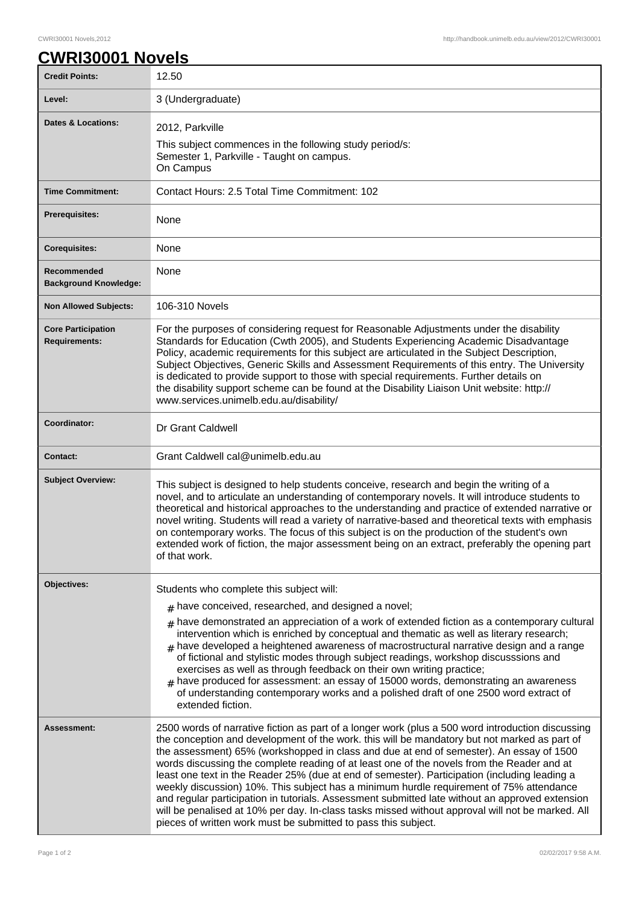# CWRI30001 Novels

| | |
|---|---|
| **Credit Points:** | 12.50 |
| **Level:** | 3 (Undergraduate) |
| **Dates & Locations:** | 2012, Parkville<br>This subject commences in the following study period/s:<br>Semester 1, Parkville - Taught on campus.<br>On Campus |
| **Time Commitment:** | Contact Hours: 2.5 Total Time Commitment: 102 |
| **Prerequisites:** | None |
| **Corequisites:** | None |
| **Recommended Background Knowledge:** | None |
| **Non Allowed Subjects:** | 106-310 Novels |
| **Core Participation Requirements:** | For the purposes of considering request for Reasonable Adjustments under the disability Standards for Education (Cwth 2005), and Students Experiencing Academic Disadvantage Policy, academic requirements for this subject are articulated in the Subject Description, Subject Objectives, Generic Skills and Assessment Requirements of this entry. The University is dedicated to provide support to those with special requirements. Further details on the disability support scheme can be found at the Disability Liaison Unit website: http://www.services.unimelb.edu.au/disability/ |
| **Coordinator:** | Dr Grant Caldwell |
| **Contact:** | Grant Caldwell cal@unimelb.edu.au |
| **Subject Overview:** | This subject is designed to help students conceive, research and begin the writing of a novel, and to articulate an understanding of contemporary novels. It will introduce students to theoretical and historical approaches to the understanding and practice of extended narrative or novel writing. Students will read a variety of narrative-based and theoretical texts with emphasis on contemporary works. The focus of this subject is on the production of the student's own extended work of fiction, the major assessment being on an extract, preferably the opening part of that work. |
| **Objectives:** | Students who complete this subject will:<br># have conceived, researched, and designed a novel;<br># have demonstrated an appreciation of a work of extended fiction as a contemporary cultural intervention which is enriched by conceptual and thematic as well as literary research;<br># have developed a heightened awareness of macrostructural narrative design and a range of fictional and stylistic modes through subject readings, workshop discusssions and exercises as well as through feedback on their own writing practice;<br># have produced for assessment: an essay of 15000 words, demonstrating an awareness of understanding contemporary works and a polished draft of one 2500 word extract of extended fiction. |
| **Assessment:** | 2500 words of narrative fiction as part of a longer work (plus a 500 word introduction discussing the conception and development of the work. this will be mandatory but not marked as part of the assessment) 65% (workshopped in class and due at end of semester). An essay of 1500 words discussing the complete reading of at least one of the novels from the Reader and at least one text in the Reader 25% (due at end of semester). Participation (including leading a weekly discussion) 10%. This subject has a minimum hurdle requirement of 75% attendance and regular participation in tutorials. Assessment submitted late without an approved extension will be penalised at 10% per day. In-class tasks missed without approval will not be marked. All pieces of written work must be submitted to pass this subject. |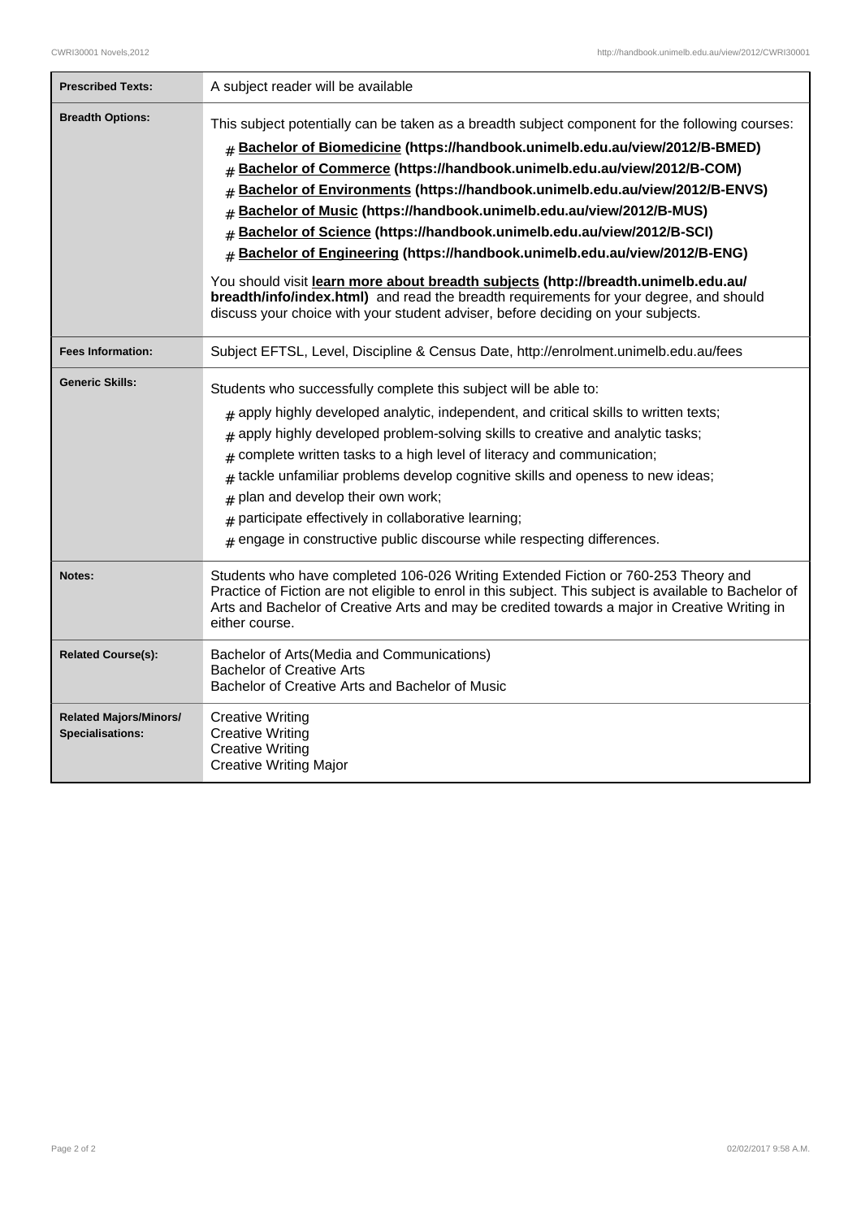| | |
|---|---|
| **Prescribed Texts:** | A subject reader will be available |
| **Breadth Options:** | This subject potentially can be taken as a breadth subject component for the following courses:<br># **Bachelor of Biomedicine (https://handbook.unimelb.edu.au/view/2012/B-BMED)**<br># **Bachelor of Commerce (https://handbook.unimelb.edu.au/view/2012/B-COM)**<br># **Bachelor of Environments (https://handbook.unimelb.edu.au/view/2012/B-ENVS)**<br># **Bachelor of Music (https://handbook.unimelb.edu.au/view/2012/B-MUS)**<br># **Bachelor of Science (https://handbook.unimelb.edu.au/view/2012/B-SCI)**<br># **Bachelor of Engineering (https://handbook.unimelb.edu.au/view/2012/B-ENG)**<br>You should visit **learn more about breadth subjects (http://breadth.unimelb.edu.au/breadth/info/index.html)** and read the breadth requirements for your degree, and should discuss your choice with your student adviser, before deciding on your subjects. |
| **Fees Information:** | Subject EFTSL, Level, Discipline & Census Date, http://enrolment.unimelb.edu.au/fees |
| **Generic Skills:** | Students who successfully complete this subject will be able to:<br># apply highly developed analytic, independent, and critical skills to written texts;<br># apply highly developed problem-solving skills to creative and analytic tasks;<br># complete written tasks to a high level of literacy and communication;<br># tackle unfamiliar problems develop cognitive skills and openess to new ideas;<br># plan and develop their own work;<br># participate effectively in collaborative learning;<br># engage in constructive public discourse while respecting differences. |
| **Notes:** | Students who have completed 106-026 Writing Extended Fiction or 760-253 Theory and Practice of Fiction are not eligible to enrol in this subject. This subject is available to Bachelor of Arts and Bachelor of Creative Arts and may be credited towards a major in Creative Writing in either course. |
| **Related Course(s):** | Bachelor of Arts(Media and Communications)<br>Bachelor of Creative Arts<br>Bachelor of Creative Arts and Bachelor of Music |
| **Related Majors/Minors/ Specialisations:** | Creative Writing<br>Creative Writing<br>Creative Writing<br>Creative Writing Major |